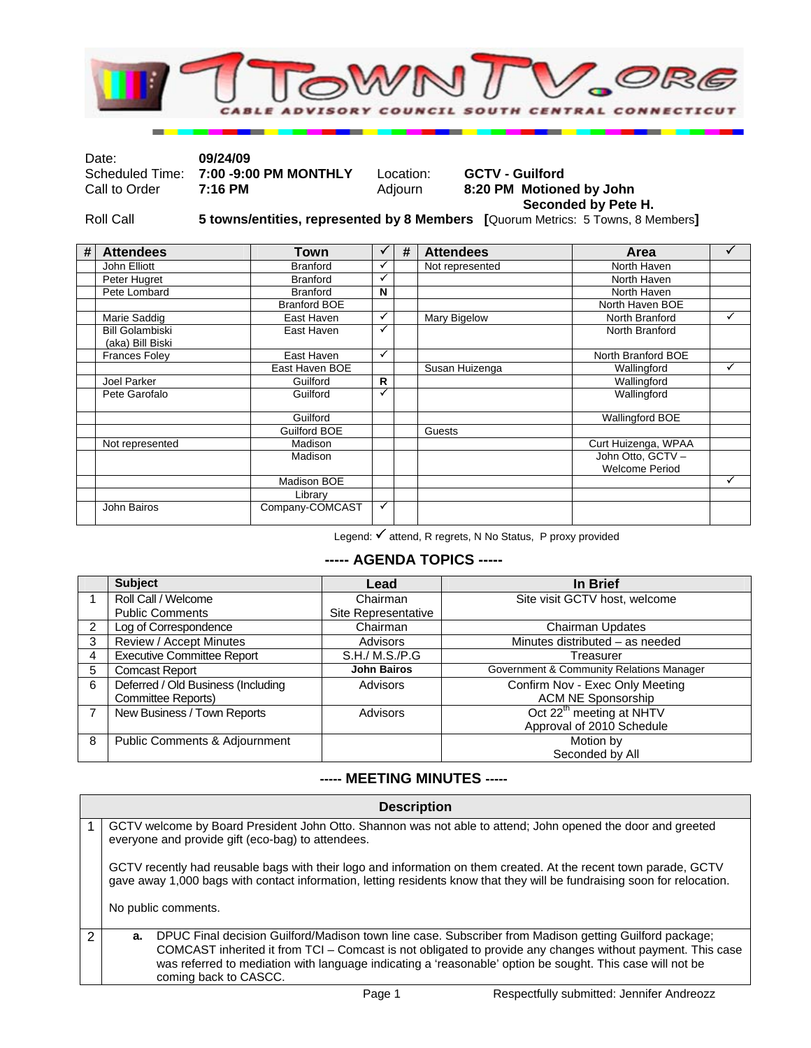# 1TownTV.org

CABLE ADVISORY COUNCIL SOUTH CENTRAL CONNECTICUT

| | | | |
|---|---|---|---|
| Date: | **09/24/09** | | |
| Scheduled Time: | **7:00 -9:00 PM MONTHLY** | Location: | **GCTV - Guilford** |
| Call to Order | **7:16 PM** | Adjourn | **8:20 PM Motioned by John** **Seconded by Pete H.** |
| Roll Call | **5 towns/entities, represented by 8 Members** | **[**Quorum Metrics: 5 Towns, 8 Members**]** | |

| # | Attendees | Town | ✓ | # | Attendees | Area | ✓ |
|---|---|---|---|---|---|---|---|
| | John Elliott | Branford | ✓ | | Not represented | North Haven | |
| | Peter Hugret | Branford | ✓ | | | North Haven | |
| | Pete Lombard | Branford | **N** | | | North Haven | |
| | | Branford BOE | | | | North Haven BOE | |
| | Marie Saddig | East Haven | ✓ | | Mary Bigelow | North Branford | ✓ |
| | Bill Golambiski (aka) Bill Biski | East Haven | ✓ | | | North Branford | |
| | Frances Foley | East Haven | ✓ | | | North Branford BOE | |
| | | East Haven BOE | | | Susan Huizenga | Wallingford | ✓ |
| | Joel Parker | Guilford | **R** | | | Wallingford | |
| | Pete Garofalo | Guilford | ✓ | | | Wallingford | |
| | | Guilford | | | | Wallingford BOE | |
| | | Guilford BOE | | | Guests | | |
| | Not represented | Madison | | | | Curt Huizenga, WPAA | |
| | | Madison | | | | John Otto, GCTV – Welcome Period | |
| | | Madison BOE | | | | | ✓ |
| | | Library | | | | | |
| | John Bairos | Company-COMCAST | ✓ | | | | |

Legend: ✓ attend, R regrets, N No Status, P proxy provided

## ----- AGENDA TOPICS -----

| | Subject | Lead | In Brief |
|---|---|---|---|
| 1 | Roll Call / Welcome<br>Public Comments | Chairman<br>Site Representative | Site visit GCTV host, welcome |
| 2 | Log of Correspondence | Chairman | Chairman Updates |
| 3 | Review / Accept Minutes | Advisors | Minutes distributed – as needed |
| 4 | Executive Committee Report | S.H./ M.S./P.G | Treasurer |
| 5 | Comcast Report | **John Bairos** | Government & Community Relations Manager |
| 6 | Deferred / Old Business (Including Committee Reports) | Advisors | Confirm Nov - Exec Only Meeting<br>ACM NE Sponsorship |
| 7 | New Business / Town Reports | Advisors | Oct 22nd meeting at NHTV<br>Approval of 2010 Schedule |
| 8 | Public Comments & Adjournment | | Motion by<br>Seconded by All |

## ----- MEETING MINUTES -----

| | Description |
|---|---|
| 1 | GCTV welcome by Board President John Otto. Shannon was not able to attend; John opened the door and greeted everyone and provide gift (eco-bag) to attendees.<br><br>GCTV recently had reusable bags with their logo and information on them created. At the recent town parade, GCTV gave away 1,000 bags with contact information, letting residents know that they will be fundraising soon for relocation.<br><br>No public comments. |
| 2 | **a.** DPUC Final decision Guilford/Madison town line case. Subscriber from Madison getting Guilford package; COMCAST inherited it from TCI – Comcast is not obligated to provide any changes without payment. This case was referred to mediation with language indicating a 'reasonable' option be sought. This case will not be coming back to CASCC. |

Respectfully submitted: Jennifer Andreozz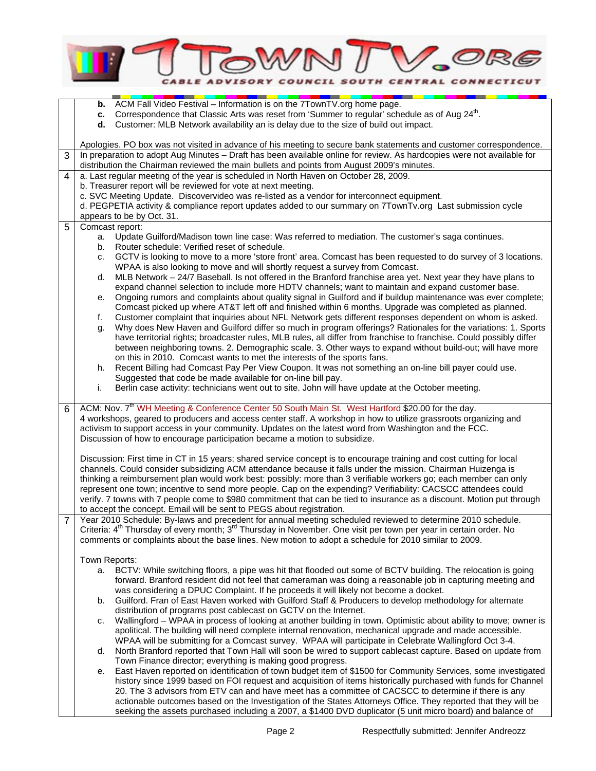| | |
|---|---|
| | **b.** ACM Fall Video Festival – Information is on the 7TownTV.org home page.<br>**c.** Correspondence that Classic Arts was reset from 'Summer to regular' schedule as of Aug 24th.<br>**d.** Customer: MLB Network availability an is delay due to the size of build out impact.<br><br>Apologies. PO box was not visited in advance of his meeting to secure bank statements and customer correspondence. |
| 3 | In preparation to adopt Aug Minutes – Draft has been available online for review. As hardcopies were not available for distribution the Chairman reviewed the main bullets and points from August 2009's minutes. |
| 4 | a. Last regular meeting of the year is scheduled in North Haven on October 28, 2009.<br>b. Treasurer report will be reviewed for vote at next meeting.<br>c. SVC Meeting Update. Discovervideo was re-listed as a vendor for interconnect equipment.<br>d. PEGPETIA activity & compliance report updates added to our summary on 7TownTv.org Last submission cycle appears to be by Oct. 31. |
| 5 | Comcast report:<br>a. Update Guilford/Madison town line case: Was referred to mediation. The customer's saga continues.<br>b. Router schedule: Verified reset of schedule.<br>c. GCTV is looking to move to a more 'store front' area. Comcast has been requested to do survey of 3 locations. WPAA is also looking to move and will shortly request a survey from Comcast.<br>d. MLB Network – 24/7 Baseball. Is not offered in the Branford franchise area yet. Next year they have plans to expand channel selection to include more HDTV channels; want to maintain and expand customer base.<br>e. Ongoing rumors and complaints about quality signal in Guilford and if buildup maintenance was ever complete; Comcast picked up where AT&T left off and finished within 6 months. Upgrade was completed as planned.<br>f. Customer complaint that inquiries about NFL Network gets different responses dependent on whom is asked.<br>g. Why does New Haven and Guilford differ so much in program offerings? Rationales for the variations: 1. Sports have territorial rights; broadcaster rules, MLB rules, all differ from franchise to franchise. Could possibly differ between neighboring towns. 2. Demographic scale. 3. Other ways to expand without build-out; will have more on this in 2010. Comcast wants to met the interests of the sports fans.<br>h. Recent Billing had Comcast Pay Per View Coupon. It was not something an on-line bill payer could use. Suggested that code be made available for on-line bill pay.<br>i. Berlin case activity: technicians went out to site. John will have update at the October meeting. |
| 6 | ACM: Nov. 7th WH Meeting & Conference Center 50 South Main St. West Hartford $20.00 for the day.<br>4 workshops, geared to producers and access center staff. A workshop in how to utilize grassroots organizing and activism to support access in your community. Updates on the latest word from Washington and the FCC.<br>Discussion of how to encourage participation became a motion to subsidize.<br><br>Discussion: First time in CT in 15 years; shared service concept is to encourage training and cost cutting for local channels. Could consider subsidizing ACM attendance because it falls under the mission. Chairman Huizenga is thinking a reimbursement plan would work best: possibly: more than 3 verifiable workers go; each member can only represent one town; incentive to send more people. Cap on the expending? Verifiability: CACSCC attendees could verify. 7 towns with 7 people come to $980 commitment that can be tied to insurance as a discount. Motion put through to accept the concept. Email will be sent to PEGS about registration. |
| 7 | Year 2010 Schedule: By-laws and precedent for annual meeting scheduled reviewed to determine 2010 schedule. Criteria: 4th Thursday of every month; 3rd Thursday in November. One visit per town per year in certain order. No comments or complaints about the base lines. New motion to adopt a schedule for 2010 similar to 2009.<br><br>Town Reports:<br>a. BCTV: While switching floors, a pipe was hit that flooded out some of BCTV building. The relocation is going forward. Branford resident did not feel that cameraman was doing a reasonable job in capturing meeting and was considering a DPUC Complaint. If he proceeds it will likely not become a docket.<br>b. Guilford. Fran of East Haven worked with Guilford Staff & Producers to develop methodology for alternate distribution of programs post cablecast on GCTV on the Internet.<br>c. Wallingford – WPAA in process of looking at another building in town. Optimistic about ability to move; owner is apolitical. The building will need complete internal renovation, mechanical upgrade and made accessible. WPAA will be submitting for a Comcast survey. WPAA will participate in Celebrate Wallingford Oct 3-4.<br>d. North Branford reported that Town Hall will soon be wired to support cablecast capture. Based on update from Town Finance director; everything is making good progress.<br>e. East Haven reported on identification of town budget item of $1500 for Community Services, some investigated history since 1999 based on FOI request and acquisition of items historically purchased with funds for Channel 20. The 3 advisors from ETV can and have meet has a committee of CACSCC to determine if there is any actionable outcomes based on the Investigation of the States Attorneys Office. They reported that they will be seeking the assets purchased including a 2007, a $1400 DVD duplicator (5 unit micro board) and balance of |

Respectfully submitted: Jennifer Andreozz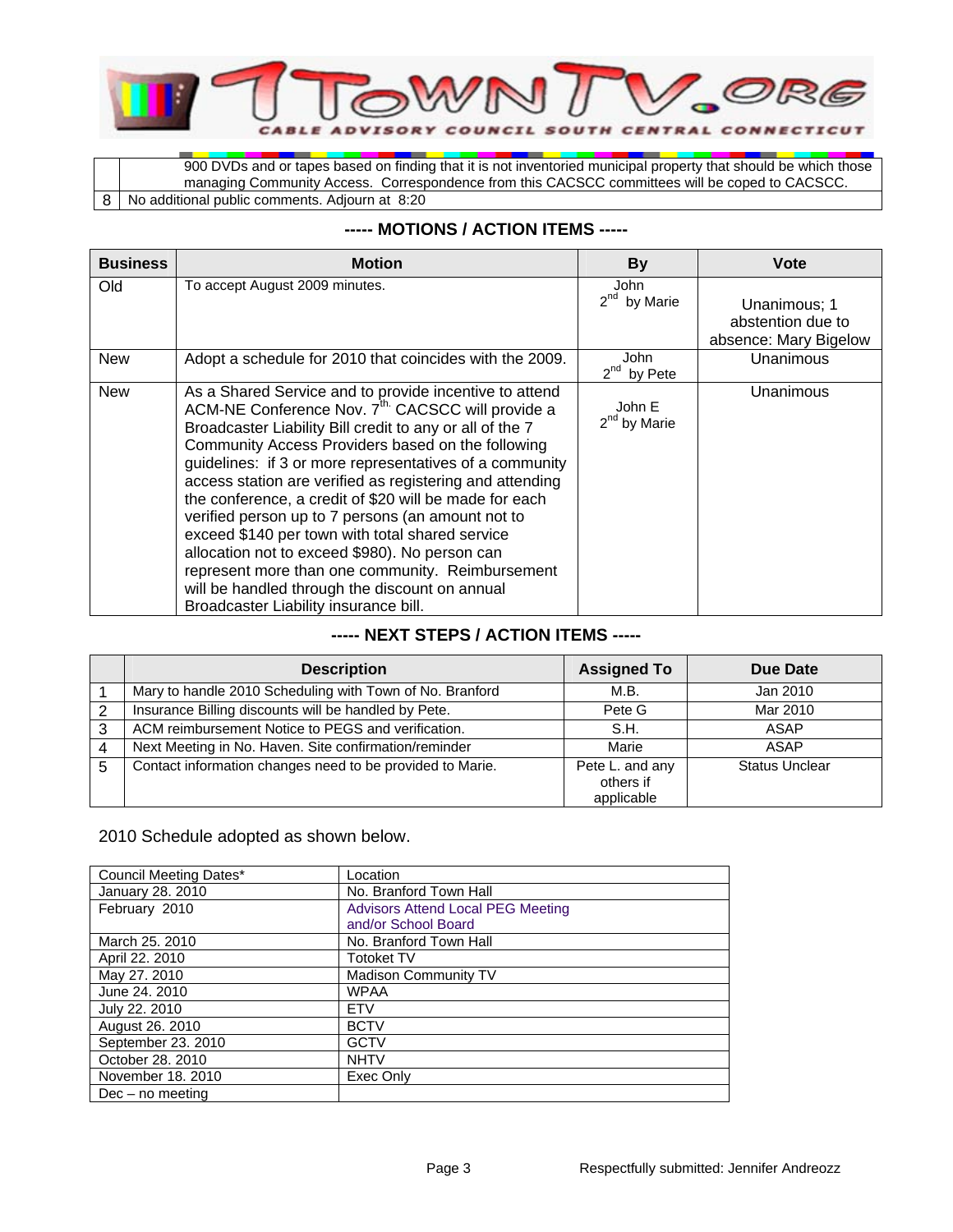| | |
|---|---|
| | 900 DVDs and or tapes based on finding that it is not inventoried municipal property that should be which those managing Community Access. Correspondence from this CACSCC committees will be coped to CACSCC. |
| 8 | No additional public comments. Adjourn at 8:20 |

## ----- MOTIONS / ACTION ITEMS -----

| Business | Motion | By | Vote |
|---|---|---|---|
| Old | To accept August 2009 minutes. | John<br>2nd by Marie | Unanimous; 1 abstention due to absence: Mary Bigelow |
| New | Adopt a schedule for 2010 that coincides with the 2009. | John<br>2nd by Pete | Unanimous |
| New | As a Shared Service and to provide incentive to attend ACM-NE Conference Nov. 7th. CACSCC will provide a Broadcaster Liability Bill credit to any or all of the 7 Community Access Providers based on the following guidelines: if 3 or more representatives of a community access station are verified as registering and attending the conference, a credit of $20 will be made for each verified person up to 7 persons (an amount not to exceed $140 per town with total shared service allocation not to exceed $980). No person can represent more than one community. Reimbursement will be handled through the discount on annual Broadcaster Liability insurance bill. | John E<br>2nd by Marie | Unanimous |

## ----- NEXT STEPS / ACTION ITEMS -----

| | Description | Assigned To | Due Date |
|---|---|---|---|
| 1 | Mary to handle 2010 Scheduling with Town of No. Branford | M.B. | Jan 2010 |
| 2 | Insurance Billing discounts will be handled by Pete. | Pete G | Mar 2010 |
| 3 | ACM reimbursement Notice to PEGS and verification. | S.H. | ASAP |
| 4 | Next Meeting in No. Haven. Site confirmation/reminder | Marie | ASAP |
| 5 | Contact information changes need to be provided to Marie. | Pete L. and any others if applicable | Status Unclear |

2010 Schedule adopted as shown below.

| Council Meeting Dates* | Location |
|---|---|
| January 28. 2010 | No. Branford Town Hall |
| February 2010 | Advisors Attend Local PEG Meeting and/or School Board |
| March 25. 2010 | No. Branford Town Hall |
| April 22. 2010 | Totoket TV |
| May 27. 2010 | Madison Community TV |
| June 24. 2010 | WPAA |
| July 22. 2010 | ETV |
| August 26. 2010 | BCTV |
| September 23. 2010 | GCTV |
| October 28. 2010 | NHTV |
| November 18. 2010 | Exec Only |
| Dec – no meeting | |

Respectfully submitted: Jennifer Andreozz